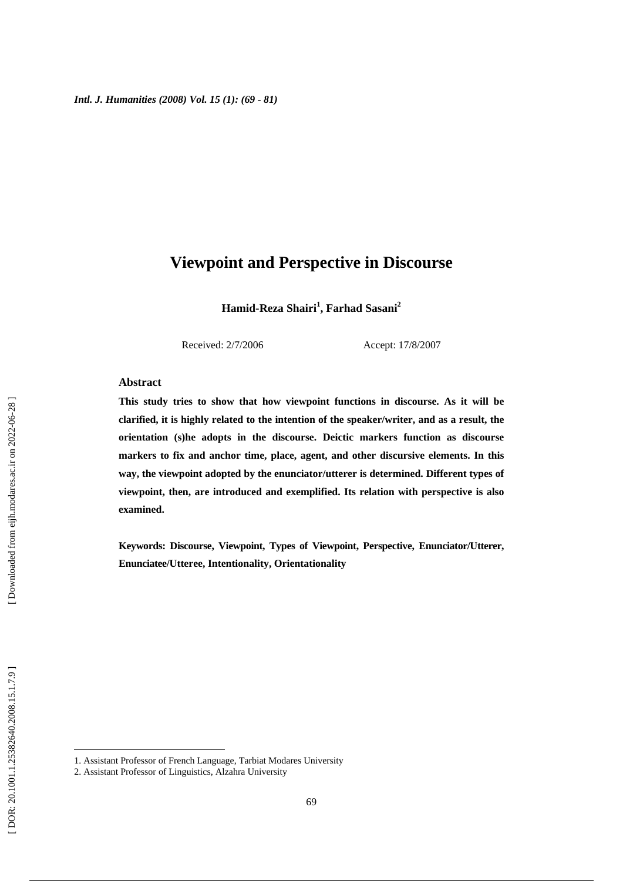# Viewpoint and Perspective in Discourse

**Hamid-Reza Shairi[1], Farhad Sasani[2]**

Received: 2/7/2006 Accept: 17/8/2007

## Abstract

**This study tries to show that how viewpoint functions in discourse. As it will be clarified, it is highly related to the intention of the speaker/writer, and as a result, the orientation (s)he adopts in the discourse. Deictic markers function as discourse markers to fix and anchor time, place, agent, and other discursive elements. In this way, the viewpoint adopted by the enunciator/utterer is determined. Different types of viewpoint, then, are introduced and exemplified. Its relation with perspective is also examined.**

**Keywords: Discourse, Viewpoint, Types of Viewpoint, Perspective, Enunciator/Utterer, Enunciatee/Utteree, Intentionality, Orientationality**

---

1. Assistant Professor of French Language, Tarbiat Modares University
2. Assistant Professor of Linguistics, Alzahra University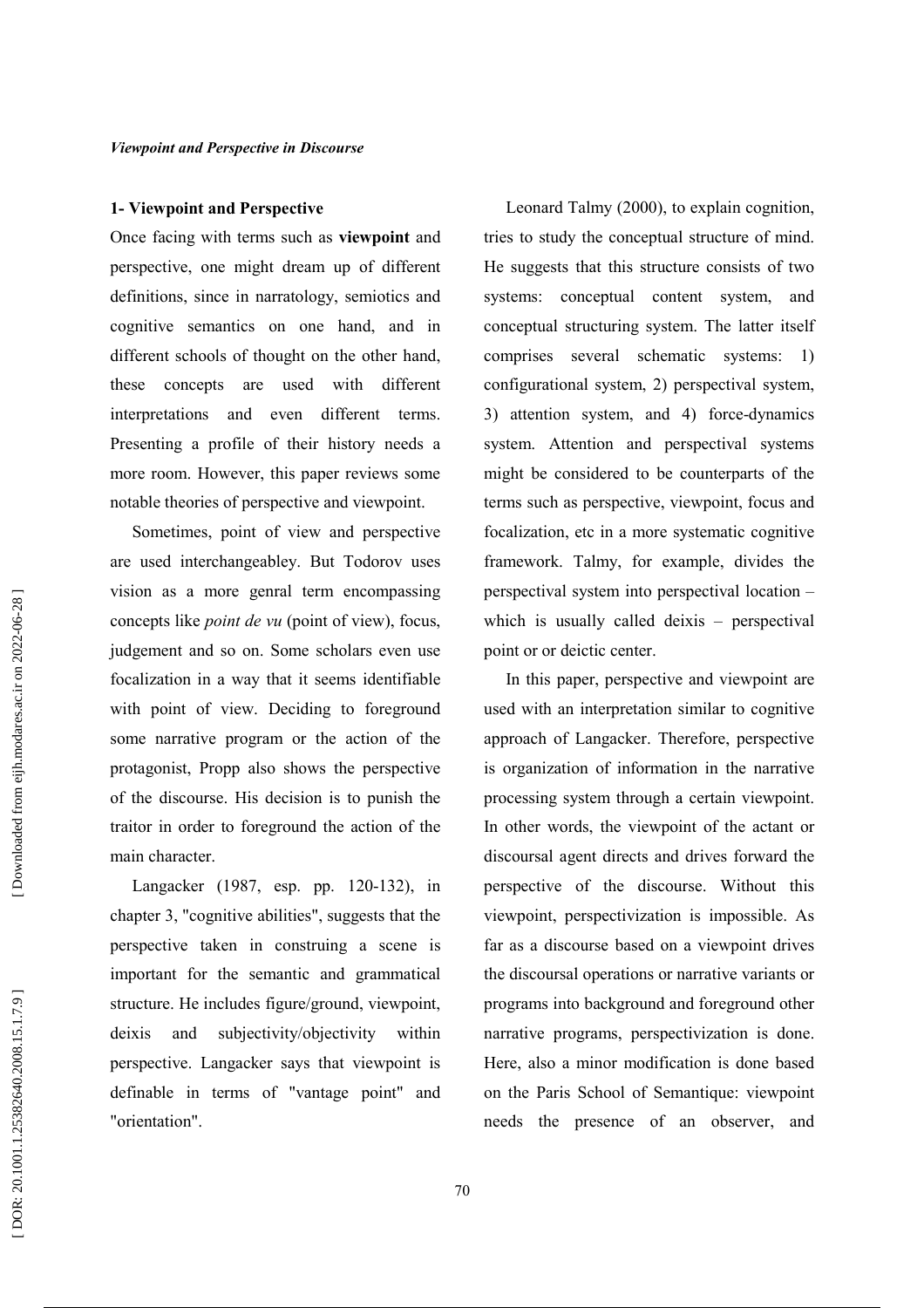## 1- Viewpoint and Perspective

Once facing with terms such as **viewpoint** and perspective, one might dream up of different definitions, since in narratology, semiotics and cognitive semantics on one hand, and in different schools of thought on the other hand, these concepts are used with different interpretations and even different terms. Presenting a profile of their history needs a more room. However, this paper reviews some notable theories of perspective and viewpoint.

Sometimes, point of view and perspective are used interchangeabley. But Todorov uses vision as a more genral term encompassing concepts like *point de vu* (point of view), focus, judgement and so on. Some scholars even use focalization in a way that it seems identifiable with point of view. Deciding to foreground some narrative program or the action of the protagonist, Propp also shows the perspective of the discourse. His decision is to punish the traitor in order to foreground the action of the main character.

Langacker (1987, esp. pp. 120-132), in chapter 3, "cognitive abilities", suggests that the perspective taken in construing a scene is important for the semantic and grammatical structure. He includes figure/ground, viewpoint, deixis and subjectivity/objectivity within perspective. Langacker says that viewpoint is definable in terms of "vantage point" and "orientation".

Leonard Talmy (2000), to explain cognition, tries to study the conceptual structure of mind. He suggests that this structure consists of two systems: conceptual content system, and conceptual structuring system. The latter itself comprises several schematic systems: 1) configurational system, 2) perspectival system, 3) attention system, and 4) force-dynamics system. Attention and perspectival systems might be considered to be counterparts of the terms such as perspective, viewpoint, focus and focalization, etc in a more systematic cognitive framework. Talmy, for example, divides the perspectival system into perspectival location – which is usually called deixis – perspectival point or or deictic center.

In this paper, perspective and viewpoint are used with an interpretation similar to cognitive approach of Langacker. Therefore, perspective is organization of information in the narrative processing system through a certain viewpoint. In other words, the viewpoint of the actant or discoursal agent directs and drives forward the perspective of the discourse. Without this viewpoint, perspectivization is impossible. As far as a discourse based on a viewpoint drives the discoursal operations or narrative variants or programs into background and foreground other narrative programs, perspectivization is done. Here, also a minor modification is done based on the Paris School of Semantique: viewpoint needs the presence of an observer, and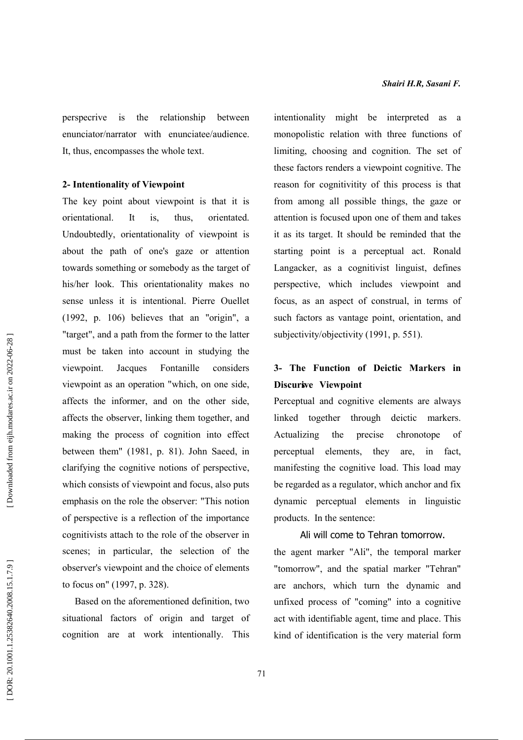perspecrive is the relationship between enunciator/narrator with enunciatee/audience. It, thus, encompasses the whole text.

## 2- Intentionality of Viewpoint

The key point about viewpoint is that it is orientational. It is, thus, orientated. Undoubtedly, orientationality of viewpoint is about the path of one's gaze or attention towards something or somebody as the target of his/her look. This orientationality makes no sense unless it is intentional. Pierre Ouellet (1992, p. 106) believes that an "origin", a "target", and a path from the former to the latter must be taken into account in studying the viewpoint. Jacques Fontanille considers viewpoint as an operation "which, on one side, affects the informer, and on the other side, affects the observer, linking them together, and making the process of cognition into effect between them" (1981, p. 81). John Saeed, in clarifying the cognitive notions of perspective, which consists of viewpoint and focus, also puts emphasis on the role the observer: "This notion of perspective is a reflection of the importance cognitivists attach to the role of the observer in scenes; in particular, the selection of the observer's viewpoint and the choice of elements to focus on" (1997, p. 328).

Based on the aforementioned definition, two situational factors of origin and target of cognition are at work intentionally. This intentionality might be interpreted as a monopolistic relation with three functions of limiting, choosing and cognition. The set of these factors renders a viewpoint cognitive. The reason for cognitivitity of this process is that from among all possible things, the gaze or attention is focused upon one of them and takes it as its target. It should be reminded that the starting point is a perceptual act. Ronald Langacker, as a cognitivist linguist, defines perspective, which includes viewpoint and focus, as an aspect of construal, in terms of such factors as vantage point, orientation, and subjectivity/objectivity (1991, p. 551).

## 3- The Function of Deictic Markers in Discursive Viewpoint

Perceptual and cognitive elements are always linked together through deictic markers. Actualizing the precise chronotope of perceptual elements, they are, in fact, manifesting the cognitive load. This load may be regarded as a regulator, which anchor and fix dynamic perceptual elements in linguistic products. In the sentence:

Ali will come to Tehran tomorrow.

the agent marker "Ali", the temporal marker "tomorrow", and the spatial marker "Tehran" are anchors, which turn the dynamic and unfixed process of "coming" into a cognitive act with identifiable agent, time and place. This kind of identification is the very material form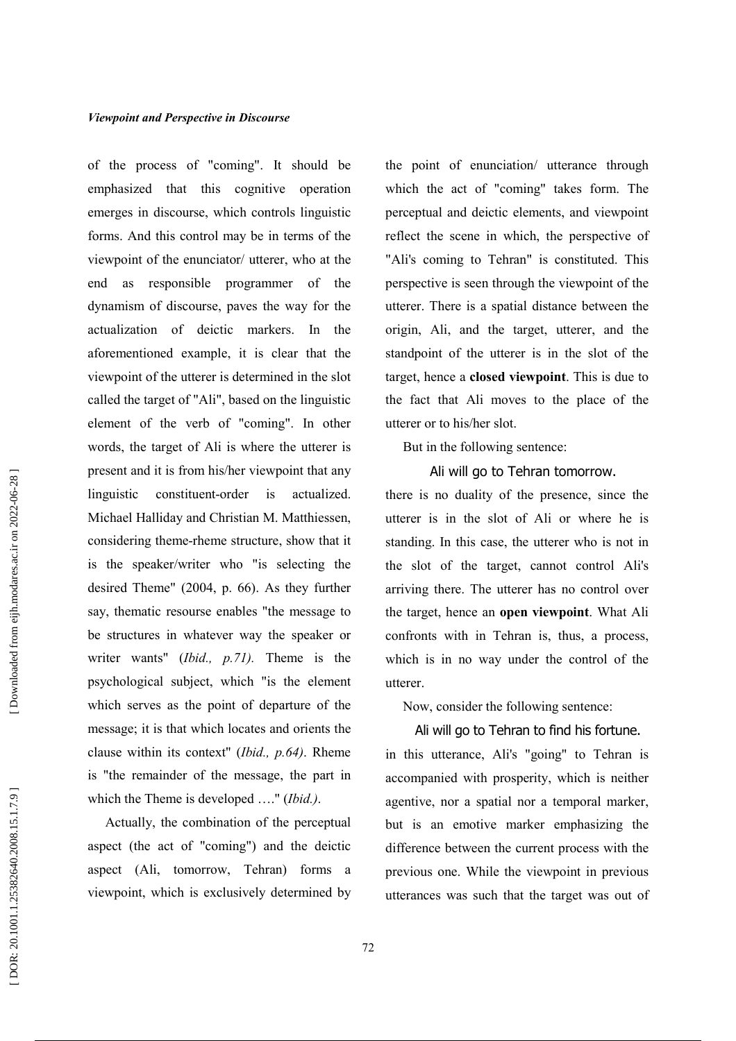of the process of "coming". It should be emphasized that this cognitive operation emerges in discourse, which controls linguistic forms. And this control may be in terms of the viewpoint of the enunciator/ utterer, who at the end as responsible programmer of the dynamism of discourse, paves the way for the actualization of deictic markers. In the aforementioned example, it is clear that the viewpoint of the utterer is determined in the slot called the target of "Ali", based on the linguistic element of the verb of "coming". In other words, the target of Ali is where the utterer is present and it is from his/her viewpoint that any linguistic constituent-order is actualized. Michael Halliday and Christian M. Matthiessen, considering theme-rheme structure, show that it is the speaker/writer who "is selecting the desired Theme" (2004, p. 66). As they further say, thematic resourse enables "the message to be structures in whatever way the speaker or writer wants" (*Ibid., p.71).* Theme is the psychological subject, which "is the element which serves as the point of departure of the message; it is that which locates and orients the clause within its context" (*Ibid., p.64)*. Rheme is "the remainder of the message, the part in which the Theme is developed …." (*Ibid.)*.

Actually, the combination of the perceptual aspect (the act of "coming") and the deictic aspect (Ali, tomorrow, Tehran) forms a viewpoint, which is exclusively determined by the point of enunciation/ utterance through which the act of "coming" takes form. The perceptual and deictic elements, and viewpoint reflect the scene in which, the perspective of "Ali's coming to Tehran" is constituted. This perspective is seen through the viewpoint of the utterer. There is a spatial distance between the origin, Ali, and the target, utterer, and the standpoint of the utterer is in the slot of the target, hence a **closed viewpoint**. This is due to the fact that Ali moves to the place of the utterer or to his/her slot.

But in the following sentence:

Ali will go to Tehran tomorrow.

there is no duality of the presence, since the utterer is in the slot of Ali or where he is standing. In this case, the utterer who is not in the slot of the target, cannot control Ali's arriving there. The utterer has no control over the target, hence an **open viewpoint**. What Ali confronts with in Tehran is, thus, a process, which is in no way under the control of the utterer.

Now, consider the following sentence:

Ali will go to Tehran to find his fortune.

in this utterance, Ali's "going" to Tehran is accompanied with prosperity, which is neither agentive, nor a spatial nor a temporal marker, but is an emotive marker emphasizing the difference between the current process with the previous one. While the viewpoint in previous utterances was such that the target was out of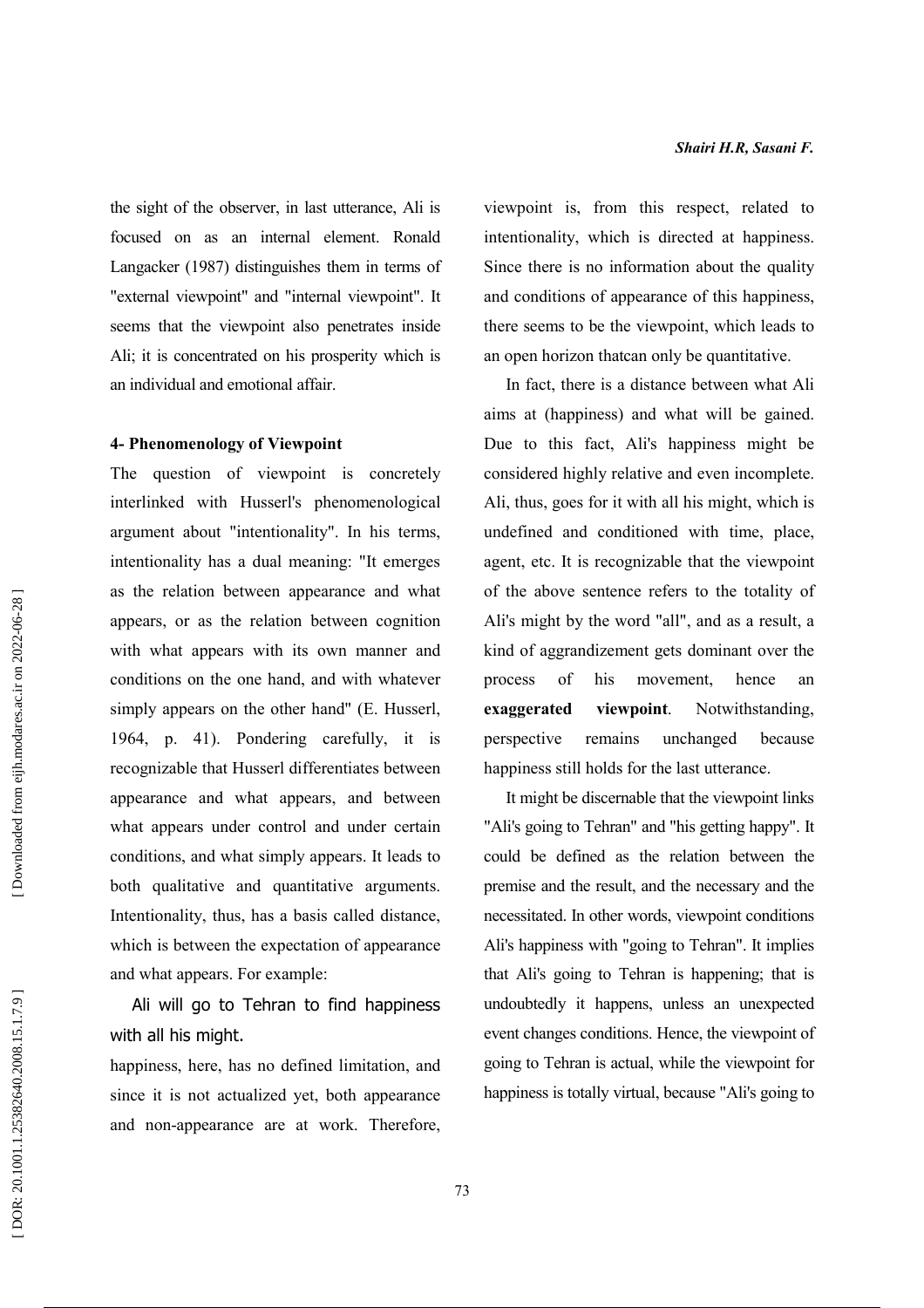the sight of the observer, in last utterance, Ali is focused on as an internal element. Ronald Langacker (1987) distinguishes them in terms of "external viewpoint" and "internal viewpoint". It seems that the viewpoint also penetrates inside Ali; it is concentrated on his prosperity which is an individual and emotional affair.

#### 4- Phenomenology of Viewpoint

The question of viewpoint is concretely interlinked with Husserl's phenomenological argument about "intentionality". In his terms, intentionality has a dual meaning: "It emerges as the relation between appearance and what appears, or as the relation between cognition with what appears with its own manner and conditions on the one hand, and with whatever simply appears on the other hand" (E. Husserl, 1964, p. 41). Pondering carefully, it is recognizable that Husserl differentiates between appearance and what appears, and between what appears under control and under certain conditions, and what simply appears. It leads to both qualitative and quantitative arguments. Intentionality, thus, has a basis called distance, which is between the expectation of appearance and what appears. For example:

Ali will go to Tehran to find happiness with all his might.

happiness, here, has no defined limitation, and since it is not actualized yet, both appearance and non-appearance are at work. Therefore, viewpoint is, from this respect, related to intentionality, which is directed at happiness. Since there is no information about the quality and conditions of appearance of this happiness, there seems to be the viewpoint, which leads to an open horizon thatcan only be quantitative.

In fact, there is a distance between what Ali aims at (happiness) and what will be gained. Due to this fact, Ali's happiness might be considered highly relative and even incomplete. Ali, thus, goes for it with all his might, which is undefined and conditioned with time, place, agent, etc. It is recognizable that the viewpoint of the above sentence refers to the totality of Ali's might by the word "all", and as a result, a kind of aggrandizement gets dominant over the process of his movement, hence an **exaggerated viewpoint**. Notwithstanding, perspective remains unchanged because happiness still holds for the last utterance.

It might be discernable that the viewpoint links "Ali's going to Tehran" and "his getting happy". It could be defined as the relation between the premise and the result, and the necessary and the necessitated. In other words, viewpoint conditions Ali's happiness with "going to Tehran". It implies that Ali's going to Tehran is happening; that is undoubtedly it happens, unless an unexpected event changes conditions. Hence, the viewpoint of going to Tehran is actual, while the viewpoint for happiness is totally virtual, because "Ali's going to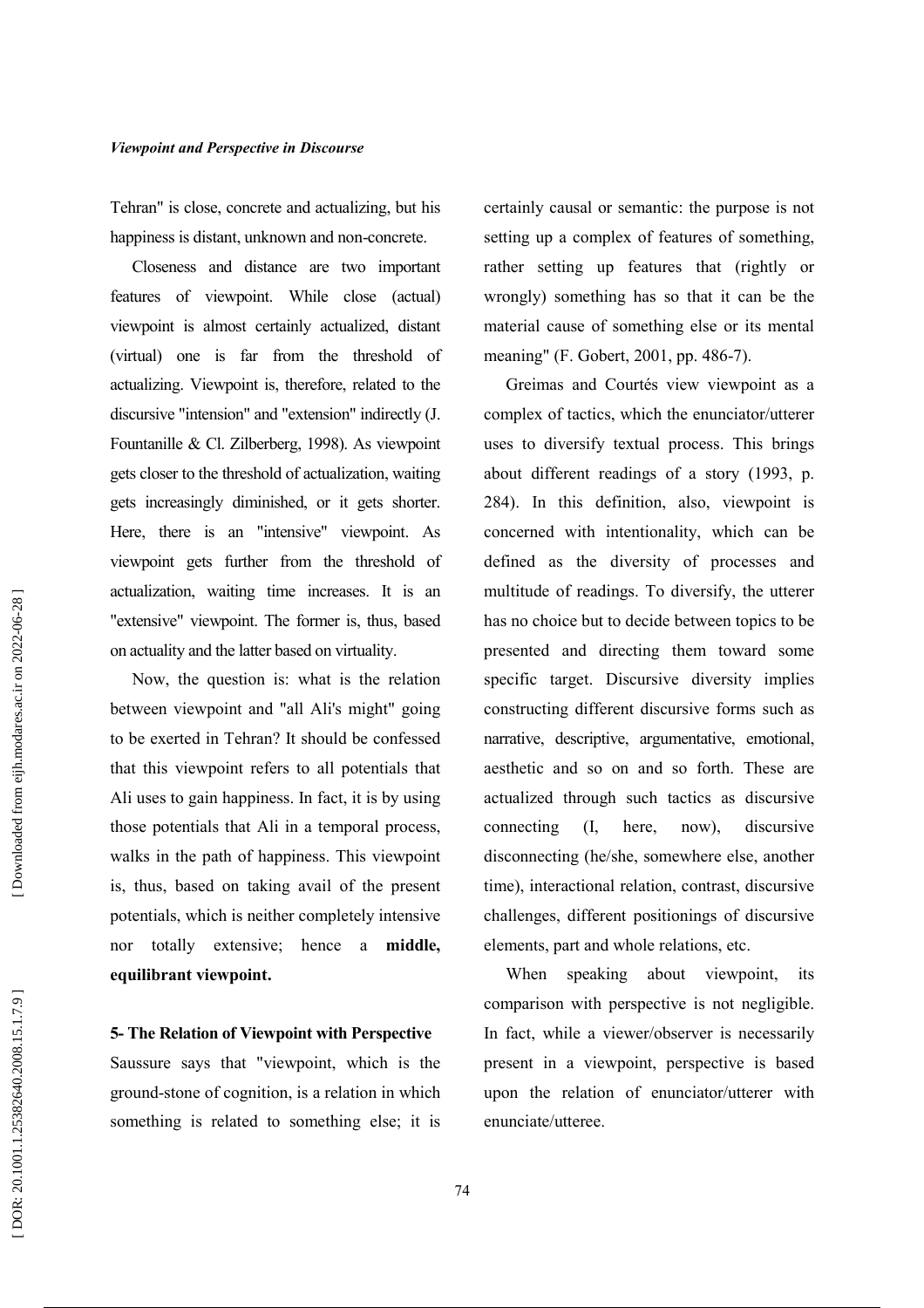Tehran" is close, concrete and actualizing, but his happiness is distant, unknown and non-concrete.

Closeness and distance are two important features of viewpoint. While close (actual) viewpoint is almost certainly actualized, distant (virtual) one is far from the threshold of actualizing. Viewpoint is, therefore, related to the discursive "intension" and "extension" indirectly (J. Fountanille & Cl. Zilberberg, 1998). As viewpoint gets closer to the threshold of actualization, waiting gets increasingly diminished, or it gets shorter. Here, there is an "intensive" viewpoint. As viewpoint gets further from the threshold of actualization, waiting time increases. It is an "extensive" viewpoint. The former is, thus, based on actuality and the latter based on virtuality.

Now, the question is: what is the relation between viewpoint and "all Ali's might" going to be exerted in Tehran? It should be confessed that this viewpoint refers to all potentials that Ali uses to gain happiness. In fact, it is by using those potentials that Ali in a temporal process, walks in the path of happiness. This viewpoint is, thus, based on taking avail of the present potentials, which is neither completely intensive nor totally extensive; hence a **middle, equilibrant viewpoint.**

### 5- The Relation of Viewpoint with Perspective

Saussure says that "viewpoint, which is the ground-stone of cognition, is a relation in which something is related to something else; it is certainly causal or semantic: the purpose is not setting up a complex of features of something, rather setting up features that (rightly or wrongly) something has so that it can be the material cause of something else or its mental meaning" (F. Gobert, 2001, pp. 486-7).

Greimas and Courtés view viewpoint as a complex of tactics, which the enunciator/utterer uses to diversify textual process. This brings about different readings of a story (1993, p. 284). In this definition, also, viewpoint is concerned with intentionality, which can be defined as the diversity of processes and multitude of readings. To diversify, the utterer has no choice but to decide between topics to be presented and directing them toward some specific target. Discursive diversity implies constructing different discursive forms such as narrative, descriptive, argumentative, emotional, aesthetic and so on and so forth. These are actualized through such tactics as discursive connecting (I, here, now), discursive disconnecting (he/she, somewhere else, another time), interactional relation, contrast, discursive challenges, different positionings of discursive elements, part and whole relations, etc.

When speaking about viewpoint, its comparison with perspective is not negligible. In fact, while a viewer/observer is necessarily present in a viewpoint, perspective is based upon the relation of enunciator/utterer with enunciate/utteree.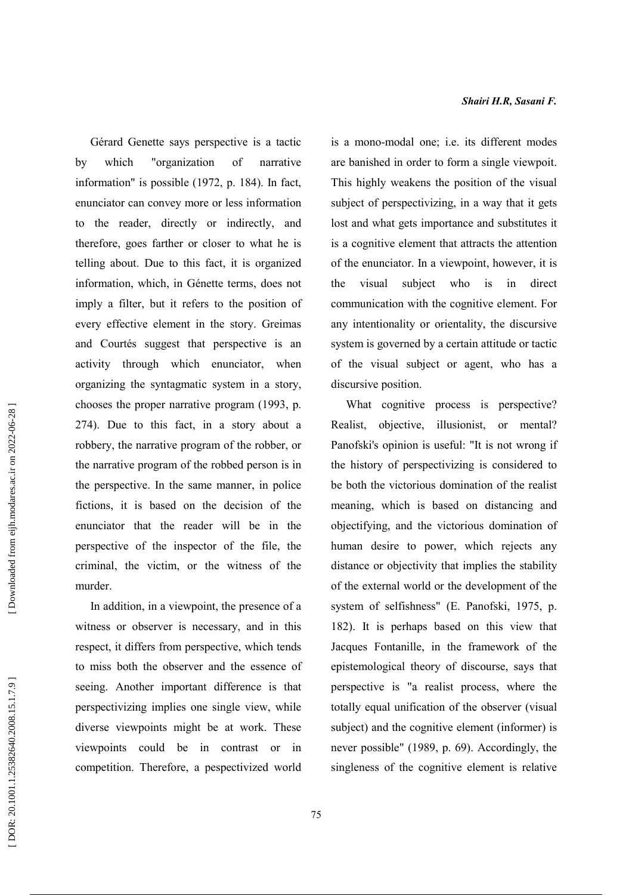Gérard Genette says perspective is a tactic by which "organization of narrative information" is possible (1972, p. 184). In fact, enunciator can convey more or less information to the reader, directly or indirectly, and therefore, goes farther or closer to what he is telling about. Due to this fact, it is organized information, which, in Génette terms, does not imply a filter, but it refers to the position of every effective element in the story. Greimas and Courtés suggest that perspective is an activity through which enunciator, when organizing the syntagmatic system in a story, chooses the proper narrative program (1993, p. 274). Due to this fact, in a story about a robbery, the narrative program of the robber, or the narrative program of the robbed person is in the perspective. In the same manner, in police fictions, it is based on the decision of the enunciator that the reader will be in the perspective of the inspector of the file, the criminal, the victim, or the witness of the murder.

In addition, in a viewpoint, the presence of a witness or observer is necessary, and in this respect, it differs from perspective, which tends to miss both the observer and the essence of seeing. Another important difference is that perspectivizing implies one single view, while diverse viewpoints might be at work. These viewpoints could be in contrast or in competition. Therefore, a pespectivized world is a mono-modal one; i.e. its different modes are banished in order to form a single viewpoit. This highly weakens the position of the visual subject of perspectivizing, in a way that it gets lost and what gets importance and substitutes it is a cognitive element that attracts the attention of the enunciator. In a viewpoint, however, it is the visual subject who is in direct communication with the cognitive element. For any intentionality or orientality, the discursive system is governed by a certain attitude or tactic of the visual subject or agent, who has a discursive position.

What cognitive process is perspective? Realist, objective, illusionist, or mental? Panofski's opinion is useful: "It is not wrong if the history of perspectivizing is considered to be both the victorious domination of the realist meaning, which is based on distancing and objectifying, and the victorious domination of human desire to power, which rejects any distance or objectivity that implies the stability of the external world or the development of the system of selfishness" (E. Panofski, 1975, p. 182). It is perhaps based on this view that Jacques Fontanille, in the framework of the epistemological theory of discourse, says that perspective is "a realist process, where the totally equal unification of the observer (visual subject) and the cognitive element (informer) is never possible" (1989, p. 69). Accordingly, the singleness of the cognitive element is relative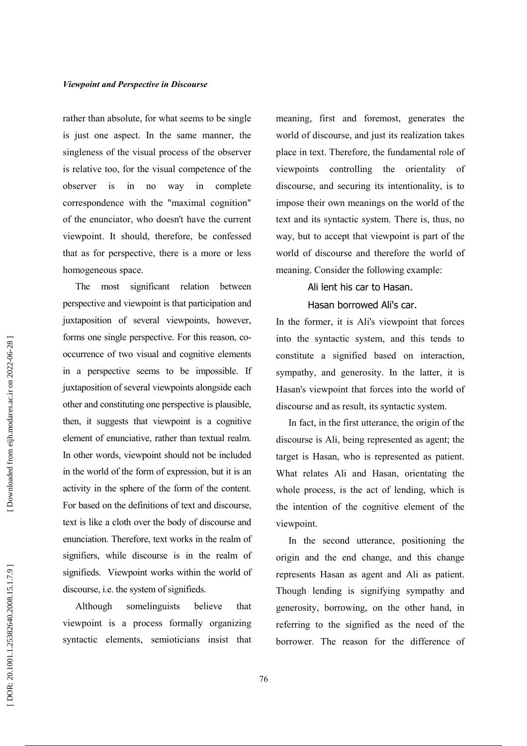rather than absolute, for what seems to be single is just one aspect. In the same manner, the singleness of the visual process of the observer is relative too, for the visual competence of the observer is in no way in complete correspondence with the "maximal cognition" of the enunciator, who doesn't have the current viewpoint. It should, therefore, be confessed that as for perspective, there is a more or less homogeneous space.

The most significant relation between perspective and viewpoint is that participation and juxtaposition of several viewpoints, however, forms one single perspective. For this reason, co-occurrence of two visual and cognitive elements in a perspective seems to be impossible. If juxtaposition of several viewpoints alongside each other and constituting one perspective is plausible, then, it suggests that viewpoint is a cognitive element of enunciative, rather than textual realm. In other words, viewpoint should not be included in the world of the form of expression, but it is an activity in the sphere of the form of the content. For based on the definitions of text and discourse, text is like a cloth over the body of discourse and enunciation. Therefore, text works in the realm of signifiers, while discourse is in the realm of signifieds. Viewpoint works within the world of discourse, i.e. the system of signifieds.

Although somelinguists believe that viewpoint is a process formally organizing syntactic elements, semioticians insist that meaning, first and foremost, generates the world of discourse, and just its realization takes place in text. Therefore, the fundamental role of viewpoints controlling the orientality of discourse, and securing its intentionality, is to impose their own meanings on the world of the text and its syntactic system. There is, thus, no way, but to accept that viewpoint is part of the world of discourse and therefore the world of meaning. Consider the following example:

Ali lent his car to Hasan.

Hasan borrowed Ali's car.

In the former, it is Ali's viewpoint that forces into the syntactic system, and this tends to constitute a signified based on interaction, sympathy, and generosity. In the latter, it is Hasan's viewpoint that forces into the world of discourse and as result, its syntactic system.

In fact, in the first utterance, the origin of the discourse is Ali, being represented as agent; the target is Hasan, who is represented as patient. What relates Ali and Hasan, orientating the whole process, is the act of lending, which is the intention of the cognitive element of the viewpoint.

In the second utterance, positioning the origin and the end change, and this change represents Hasan as agent and Ali as patient. Though lending is signifying sympathy and generosity, borrowing, on the other hand, in referring to the signified as the need of the borrower. The reason for the difference of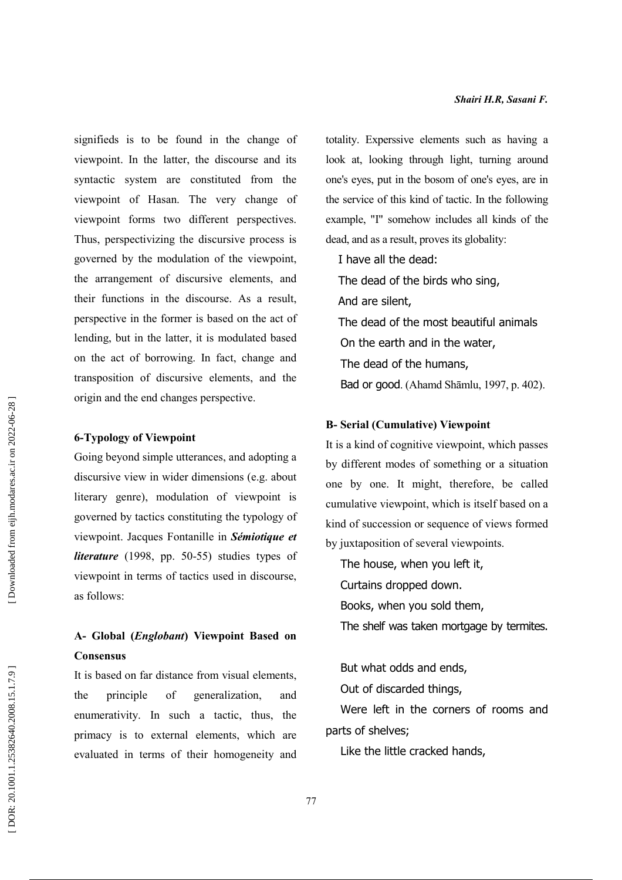signifieds is to be found in the change of viewpoint. In the latter, the discourse and its syntactic system are constituted from the viewpoint of Hasan. The very change of viewpoint forms two different perspectives. Thus, perspectivizing the discursive process is governed by the modulation of the viewpoint, the arrangement of discursive elements, and their functions in the discourse. As a result, perspective in the former is based on the act of lending, but in the latter, it is modulated based on the act of borrowing. In fact, change and transposition of discursive elements, and the origin and the end changes perspective.

### 6-Typology of Viewpoint

Going beyond simple utterances, and adopting a discursive view in wider dimensions (e.g. about literary genre), modulation of viewpoint is governed by tactics constituting the typology of viewpoint. Jacques Fontanille in ***Sémiotique et literature*** (1998, pp. 50-55) studies types of viewpoint in terms of tactics used in discourse, as follows:

#### A- Global (*Englobant*) Viewpoint Based on Consensus

It is based on far distance from visual elements, the principle of generalization, and enumerativity. In such a tactic, thus, the primacy is to external elements, which are evaluated in terms of their homogeneity and totality. Experssive elements such as having a look at, looking through light, turning around one's eyes, put in the bosom of one's eyes, are in the service of this kind of tactic. In the following example, "I" somehow includes all kinds of the dead, and as a result, proves its globality:

I have all the dead:
The dead of the birds who sing,
And are silent,
The dead of the most beautiful animals
On the earth and in the water,
The dead of the humans,
Bad or good. (Ahamd Shāmlu, 1997, p. 402).

#### B- Serial (Cumulative) Viewpoint

It is a kind of cognitive viewpoint, which passes by different modes of something or a situation one by one. It might, therefore, be called cumulative viewpoint, which is itself based on a kind of succession or sequence of views formed by juxtaposition of several viewpoints.

The house, when you left it,
Curtains dropped down.
Books, when you sold them,
The shelf was taken mortgage by termites.

But what odds and ends,
Out of discarded things,
Were left in the corners of rooms and parts of shelves;
Like the little cracked hands,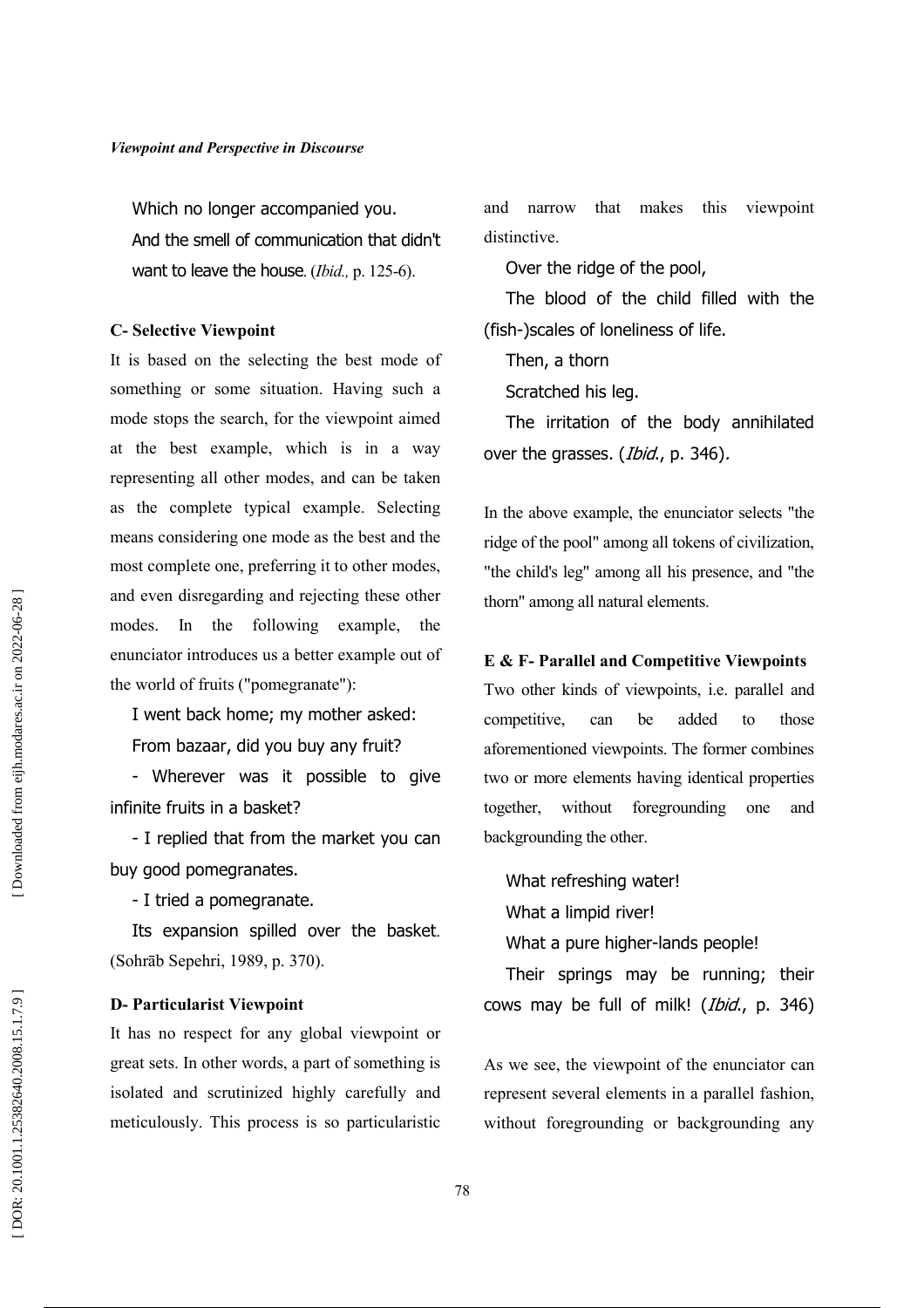Which no longer accompanied you.

And the smell of communication that didn't want to leave the house. (*Ibid.,* p. 125-6).

### C- Selective Viewpoint

It is based on the selecting the best mode of something or some situation. Having such a mode stops the search, for the viewpoint aimed at the best example, which is in a way representing all other modes, and can be taken as the complete typical example. Selecting means considering one mode as the best and the most complete one, preferring it to other modes, and even disregarding and rejecting these other modes. In the following example, the enunciator introduces us a better example out of the world of fruits ("pomegranate"):

I went back home; my mother asked:

From bazaar, did you buy any fruit?

- Wherever was it possible to give infinite fruits in a basket?

- I replied that from the market you can buy good pomegranates.

- I tried a pomegranate.

Its expansion spilled over the basket. (Sohrāb Sepehri, 1989, p. 370).

### D- Particularist Viewpoint

It has no respect for any global viewpoint or great sets. In other words, a part of something is isolated and scrutinized highly carefully and meticulously. This process is so particularistic and narrow that makes this viewpoint distinctive.

Over the ridge of the pool,

The blood of the child filled with the (fish-)scales of loneliness of life.

Then, a thorn

Scratched his leg.

The irritation of the body annihilated over the grasses. (*Ibid.*, p. 346).

In the above example, the enunciator selects "the ridge of the pool" among all tokens of civilization, "the child's leg" among all his presence, and "the thorn" among all natural elements.

### E & F- Parallel and Competitive Viewpoints

Two other kinds of viewpoints, i.e. parallel and competitive, can be added to those aforementioned viewpoints. The former combines two or more elements having identical properties together, without foregrounding one and backgrounding the other.

What refreshing water!

What a limpid river!

What a pure higher-lands people!

Their springs may be running; their cows may be full of milk! (*Ibid.*, p. 346)

As we see, the viewpoint of the enunciator can represent several elements in a parallel fashion, without foregrounding or backgrounding any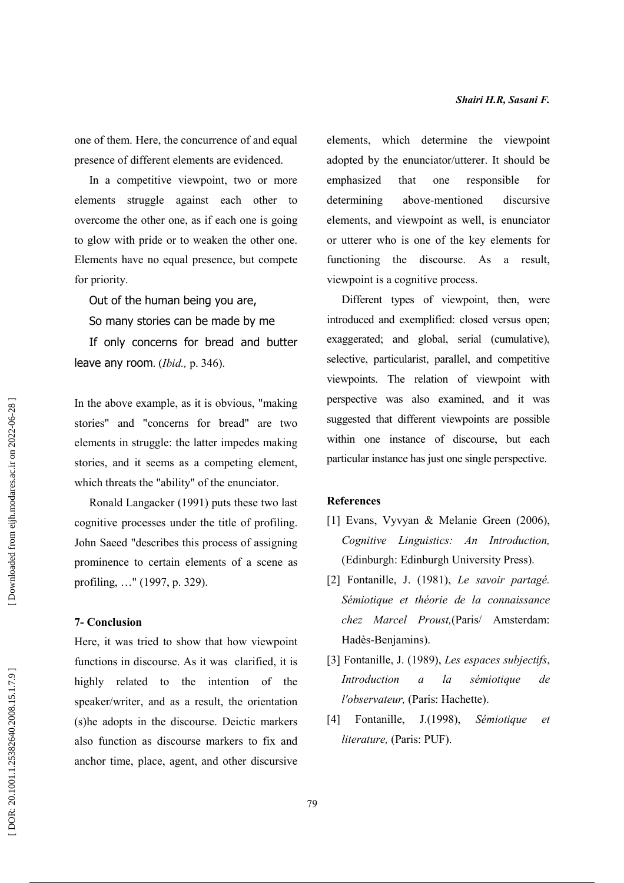one of them. Here, the concurrence of and equal presence of different elements are evidenced.

In a competitive viewpoint, two or more elements struggle against each other to overcome the other one, as if each one is going to glow with pride or to weaken the other one. Elements have no equal presence, but compete for priority.

Out of the human being you are,

So many stories can be made by me

If only concerns for bread and butter leave any room. (*Ibid.,* p. 346).

In the above example, as it is obvious, "making stories" and "concerns for bread" are two elements in struggle: the latter impedes making stories, and it seems as a competing element, which threats the "ability" of the enunciator.

Ronald Langacker (1991) puts these two last cognitive processes under the title of profiling. John Saeed "describes this process of assigning prominence to certain elements of a scene as profiling, …" (1997, p. 329).

## 7- Conclusion

Here, it was tried to show that how viewpoint functions in discourse. As it was clarified, it is highly related to the intention of the speaker/writer, and as a result, the orientation (s)he adopts in the discourse. Deictic markers also function as discourse markers to fix and anchor time, place, agent, and other discursive elements, which determine the viewpoint adopted by the enunciator/utterer. It should be emphasized that one responsible for determining above-mentioned discursive elements, and viewpoint as well, is enunciator or utterer who is one of the key elements for functioning the discourse. As a result, viewpoint is a cognitive process.

Different types of viewpoint, then, were introduced and exemplified: closed versus open; exaggerated; and global, serial (cumulative), selective, particularist, parallel, and competitive viewpoints. The relation of viewpoint with perspective was also examined, and it was suggested that different viewpoints are possible within one instance of discourse, but each particular instance has just one single perspective.

## References

[1] Evans, Vyvyan & Melanie Green (2006), *Cognitive Linguistics: An Introduction,* (Edinburgh: Edinburgh University Press).

[2] Fontanille, J. (1981), *Le savoir partagé. Sémiotique et théorie de la connaissance chez Marcel Proust,*(Paris/ Amsterdam: Hadès-Benjamins).

[3] Fontanille, J. (1989), *Les espaces subjectifs*, *Introduction a la sémiotique de l'observateur,* (Paris: Hachette).

[4] Fontanille, J.(1998), *Sémiotique et literature,* (Paris: PUF).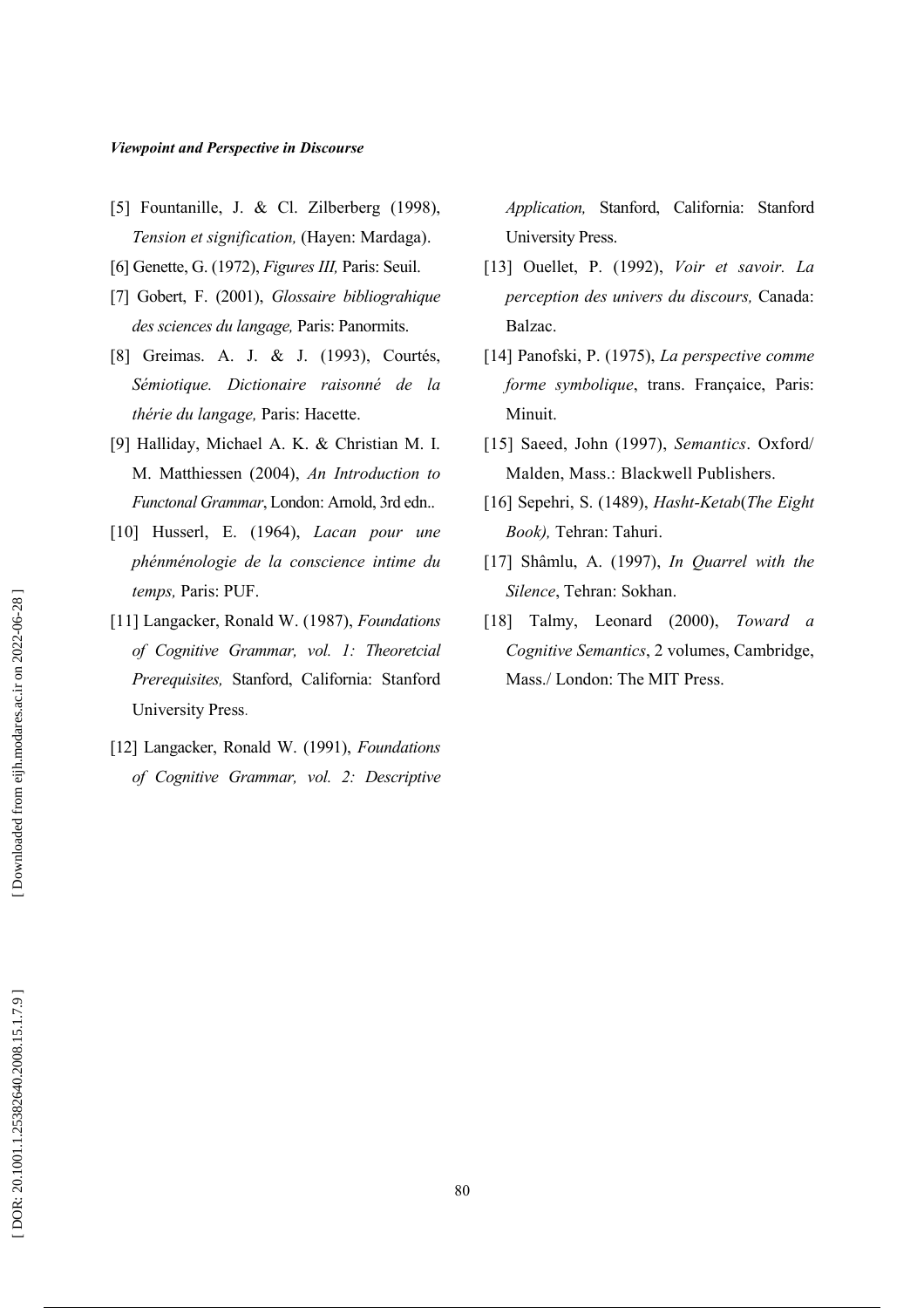[5] Fountanille, J. & Cl. Zilberberg (1998), *Tension et signification,* (Hayen: Mardaga).

[6] Genette, G. (1972), *Figures III,* Paris: Seuil.

[7] Gobert, F. (2001), *Glossaire bibliograhique des sciences du langage,* Paris: Panormits.

[8] Greimas. A. J. & J. (1993), Courtés, *Sémiotique. Dictionaire raisonné de la thérie du langage,* Paris: Hacette.

[9] Halliday, Michael A. K. & Christian M. I. M. Matthiessen (2004), *An Introduction to Functonal Grammar*, London: Arnold, 3rd edn..

[10] Husserl, E. (1964), *Lacan pour une phénménologie de la conscience intime du temps,* Paris: PUF.

[11] Langacker, Ronald W. (1987), *Foundations of Cognitive Grammar, vol. 1: Theoretcial Prerequisites,* Stanford, California: Stanford University Press.

[12] Langacker, Ronald W. (1991), *Foundations of Cognitive Grammar, vol. 2: Descriptive Application,* Stanford, California: Stanford University Press.

[13] Ouellet, P. (1992), *Voir et savoir. La perception des univers du discours,* Canada: Balzac.

[14] Panofski, P. (1975), *La perspective comme forme symbolique*, trans. Françaice, Paris: Minuit.

[15] Saeed, John (1997), *Semantics*. Oxford/ Malden, Mass.: Blackwell Publishers.

[16] Sepehri, S. (1489), *Hasht-Ketab*(*The Eight Book),* Tehran: Tahuri.

[17] Shâmlu, A. (1997), *In Quarrel with the Silence*, Tehran: Sokhan.

[18] Talmy, Leonard (2000), *Toward a Cognitive Semantics*, 2 volumes, Cambridge, Mass./ London: The MIT Press.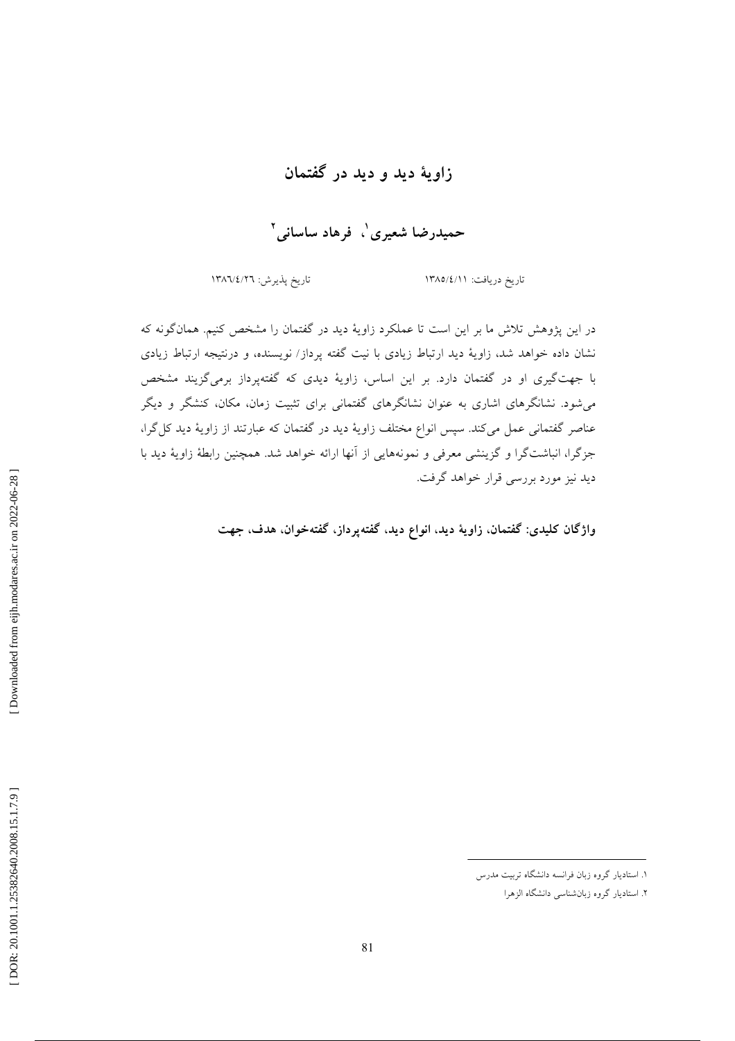# زاویهٔ دید و دید در گفتمان

## حمیدرضا شعیری[1]، فرهاد ساسانی[2]

تاریخ دریافت: ۱۳۸۵/۴/۱۱ تاریخ پذیرش: ۱۳۸٦/٤/۲٦

در این پژوهش تلاش ما بر این است تا عملکرد زاویهٔ دید در گفتمان را مشخص کنیم. همان‌گونه که نشان داده خواهد شد، زاویهٔ دید ارتباط زیادی با نیت گفته پرداز/ نویسنده، و درنتیجه ارتباط زیادی با جهت‌گیری او در گفتمان دارد. بر این اساس، زاویهٔ دیدی که گفته‌پرداز برمی‌گزیند مشخص می‌شود. نشانگرهای اشاری به عنوان نشانگرهای گفتمانی برای تثبیت زمان، مکان، کنشگر و دیگر عناصر گفتمانی عمل می‌کند. سپس انواع مختلف زاویهٔ دید در گفتمان که عبارتند از زاویهٔ دید کل‌گرا، جزگرا، انباشت‌گرا و گزینشی معرفی و نمونه‌هایی از آنها ارائه خواهد شد. همچنین رابطهٔ زاویهٔ دید با دید نیز مورد بررسی قرار خواهد گرفت.

**واژگان کلیدی: گفتمان، زاویهٔ دید، انواع دید، گفته‌پرداز، گفته‌خوان، هدف، جهت**

---

۱. استادیار گروه زبان فرانسه دانشگاه تربیت مدرس

۲. استادیار گروه زبان‌شناسی دانشگاه الزهرا